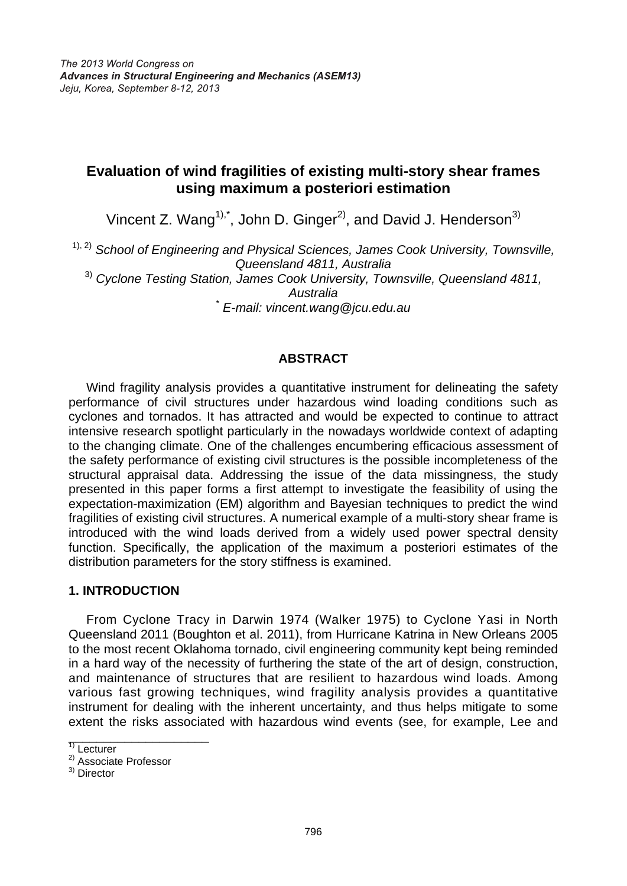*The 2013 World Congress on*
***Advances in Structural Engineering and Mechanics (ASEM13)***
*Jeju, Korea, September 8-12, 2013*

# Evaluation of wind fragilities of existing multi-story shear frames using maximum a posteriori estimation

Vincent Z. Wang[1),*], John D. Ginger[2)], and David J. Henderson[3)]

[1), 2)] *School of Engineering and Physical Sciences, James Cook University, Townsville, Queensland 4811, Australia*
[3)] *Cyclone Testing Station, James Cook University, Townsville, Queensland 4811, Australia*
[*] *E-mail: vincent.wang@jcu.edu.au*

## ABSTRACT

Wind fragility analysis provides a quantitative instrument for delineating the safety performance of civil structures under hazardous wind loading conditions such as cyclones and tornados. It has attracted and would be expected to continue to attract intensive research spotlight particularly in the nowadays worldwide context of adapting to the changing climate. One of the challenges encumbering efficacious assessment of the safety performance of existing civil structures is the possible incompleteness of the structural appraisal data. Addressing the issue of the data missingness, the study presented in this paper forms a first attempt to investigate the feasibility of using the expectation-maximization (EM) algorithm and Bayesian techniques to predict the wind fragilities of existing civil structures. A numerical example of a multi-story shear frame is introduced with the wind loads derived from a widely used power spectral density function. Specifically, the application of the maximum a posteriori estimates of the distribution parameters for the story stiffness is examined.

## 1. INTRODUCTION

From Cyclone Tracy in Darwin 1974 (Walker 1975) to Cyclone Yasi in North Queensland 2011 (Boughton et al. 2011), from Hurricane Katrina in New Orleans 2005 to the most recent Oklahoma tornado, civil engineering community kept being reminded in a hard way of the necessity of furthering the state of the art of design, construction, and maintenance of structures that are resilient to hazardous wind loads. Among various fast growing techniques, wind fragility analysis provides a quantitative instrument for dealing with the inherent uncertainty, and thus helps mitigate to some extent the risks associated with hazardous wind events (see, for example, Lee and

---

[1)] Lecturer
[2)] Associate Professor
[3)] Director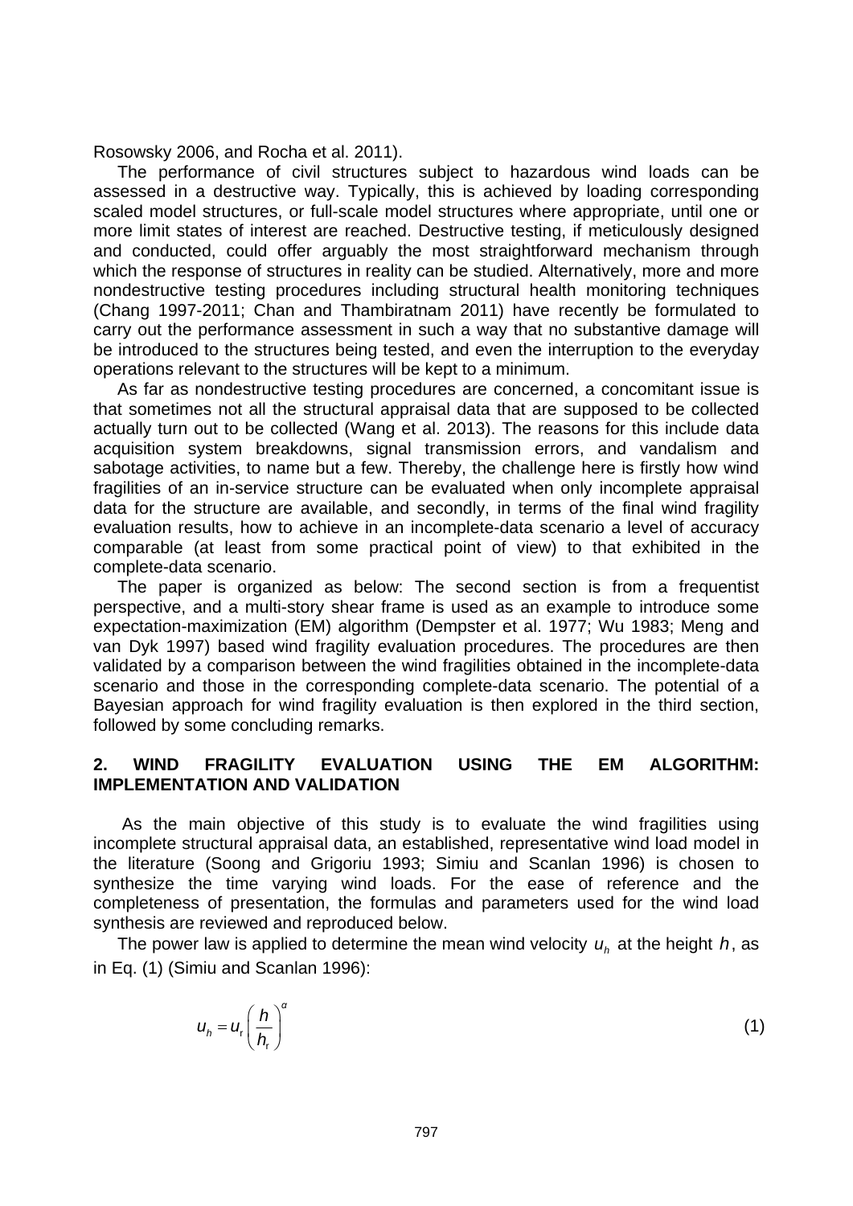Rosowsky 2006, and Rocha et al. 2011).

The performance of civil structures subject to hazardous wind loads can be assessed in a destructive way. Typically, this is achieved by loading corresponding scaled model structures, or full-scale model structures where appropriate, until one or more limit states of interest are reached. Destructive testing, if meticulously designed and conducted, could offer arguably the most straightforward mechanism through which the response of structures in reality can be studied. Alternatively, more and more nondestructive testing procedures including structural health monitoring techniques (Chang 1997-2011; Chan and Thambiratnam 2011) have recently be formulated to carry out the performance assessment in such a way that no substantive damage will be introduced to the structures being tested, and even the interruption to the everyday operations relevant to the structures will be kept to a minimum.

As far as nondestructive testing procedures are concerned, a concomitant issue is that sometimes not all the structural appraisal data that are supposed to be collected actually turn out to be collected (Wang et al. 2013). The reasons for this include data acquisition system breakdowns, signal transmission errors, and vandalism and sabotage activities, to name but a few. Thereby, the challenge here is firstly how wind fragilities of an in-service structure can be evaluated when only incomplete appraisal data for the structure are available, and secondly, in terms of the final wind fragility evaluation results, how to achieve in an incomplete-data scenario a level of accuracy comparable (at least from some practical point of view) to that exhibited in the complete-data scenario.

The paper is organized as below: The second section is from a frequentist perspective, and a multi-story shear frame is used as an example to introduce some expectation-maximization (EM) algorithm (Dempster et al. 1977; Wu 1983; Meng and van Dyk 1997) based wind fragility evaluation procedures. The procedures are then validated by a comparison between the wind fragilities obtained in the incomplete-data scenario and those in the corresponding complete-data scenario. The potential of a Bayesian approach for wind fragility evaluation is then explored in the third section, followed by some concluding remarks.

## 2. WIND FRAGILITY EVALUATION USING THE EM ALGORITHM: IMPLEMENTATION AND VALIDATION

As the main objective of this study is to evaluate the wind fragilities using incomplete structural appraisal data, an established, representative wind load model in the literature (Soong and Grigoriu 1993; Simiu and Scanlan 1996) is chosen to synthesize the time varying wind loads. For the ease of reference and the completeness of presentation, the formulas and parameters used for the wind load synthesis are reviewed and reproduced below.

The power law is applied to determine the mean wind velocity $u_h$ at the height $h$, as in Eq. (1) (Simiu and Scanlan 1996):

$$u_h = u_r \left( \frac{h}{h_r} \right)^{\alpha} \tag{1}$$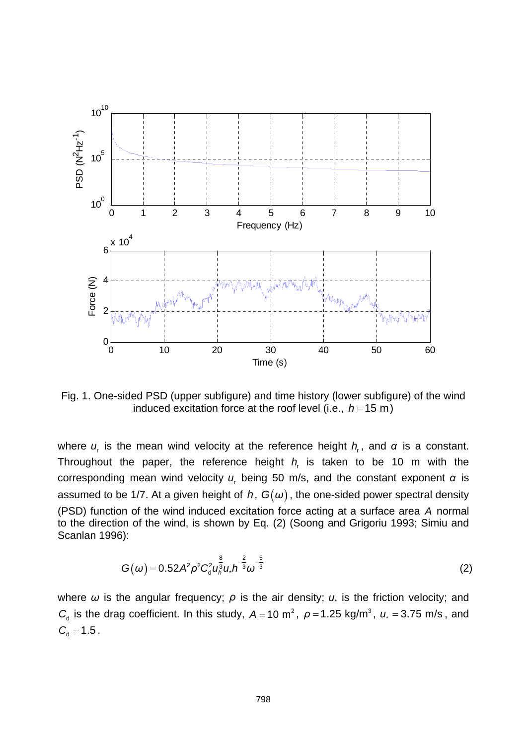Fig. 1. One-sided PSD (upper subfigure) and time history (lower subfigure) of the wind induced excitation force at the roof level (i.e., $h = 15$ m)

where $u_r$ is the mean wind velocity at the reference height $h_r$, and $\alpha$ is a constant. Throughout the paper, the reference height $h_r$ is taken to be 10 m with the corresponding mean wind velocity $u_r$ being 50 m/s, and the constant exponent $\alpha$ is assumed to be 1/7. At a given height of $h$, $G(\omega)$, the one-sided power spectral density (PSD) function of the wind induced excitation force acting at a surface area $A$ normal to the direction of the wind, is shown by Eq. (2) (Soong and Grigoriu 1993; Simiu and Scanlan 1996):

$$G(\omega) = 0.52A^2\rho^2C_d^2u_h^{\frac{8}{3}}u_*h^{-\frac{2}{3}}\omega^{-\frac{5}{3}} \tag{2}$$

where $\omega$ is the angular frequency; $\rho$ is the air density; $u_*$ is the friction velocity; and $C_d$ is the drag coefficient. In this study, $A = 10\ \text{m}^2$, $\rho = 1.25\ \text{kg/m}^3$, $u_* = 3.75$ m/s, and $C_d = 1.5$.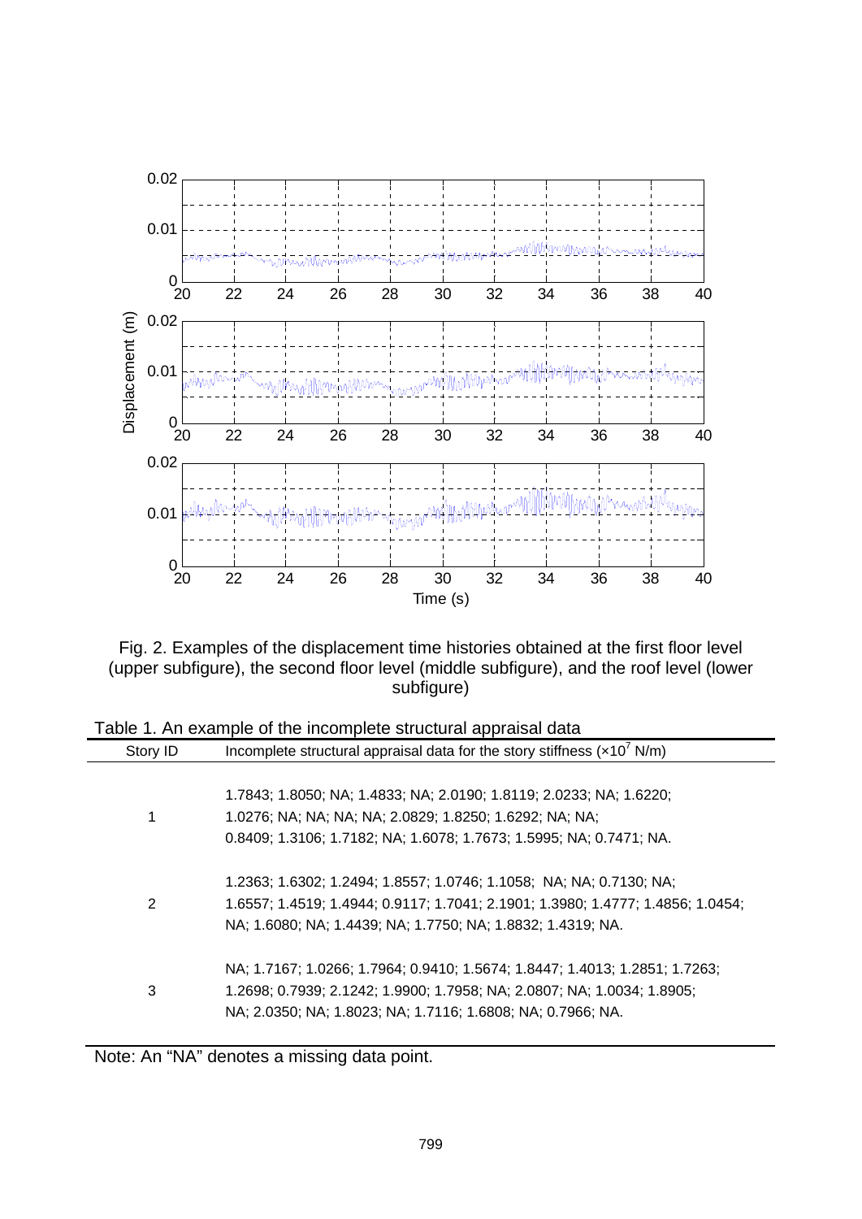Fig. 2. Examples of the displacement time histories obtained at the first floor level (upper subfigure), the second floor level (middle subfigure), and the roof level (lower subfigure)

Table 1. An example of the incomplete structural appraisal data

| Story ID | Incomplete structural appraisal data for the story stiffness ($\times 10^7$ N/m) |
|---|---|
| 1 | 1.7843; 1.8050; NA; 1.4833; NA; 2.0190; 1.8119; 2.0233; NA; 1.6220; 1.0276; NA; NA; NA; NA; 2.0829; 1.8250; 1.6292; NA; NA; 0.8409; 1.3106; 1.7182; NA; 1.6078; 1.7673; 1.5995; NA; 0.7471; NA. |
| 2 | 1.2363; 1.6302; 1.2494; 1.8557; 1.0746; 1.1058; NA; NA; 0.7130; NA; 1.6557; 1.4519; 1.4944; 0.9117; 1.7041; 2.1901; 1.3980; 1.4777; 1.4856; 1.0454; NA; 1.6080; NA; 1.4439; NA; 1.7750; NA; 1.8832; 1.4319; NA. |
| 3 | NA; 1.7167; 1.0266; 1.7964; 0.9410; 1.5674; 1.8447; 1.4013; 1.2851; 1.7263; 1.2698; 0.7939; 2.1242; 1.9900; 1.7958; NA; 2.0807; NA; 1.0034; 1.8905; NA; 2.0350; NA; 1.8023; NA; 1.7116; 1.6808; NA; 0.7966; NA. |

Note: An "NA" denotes a missing data point.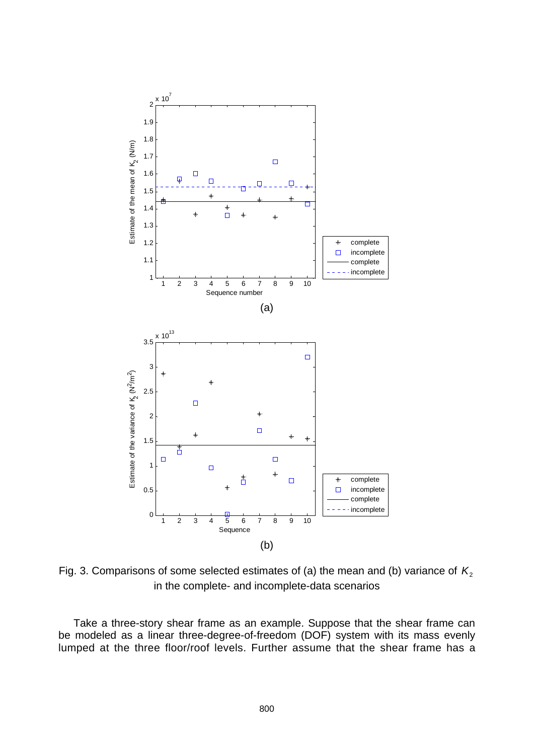Fig. 3. Comparisons of some selected estimates of (a) the mean and (b) variance of $K_2$ in the complete- and incomplete-data scenarios

Take a three-story shear frame as an example. Suppose that the shear frame can be modeled as a linear three-degree-of-freedom (DOF) system with its mass evenly lumped at the three floor/roof levels. Further assume that the shear frame has a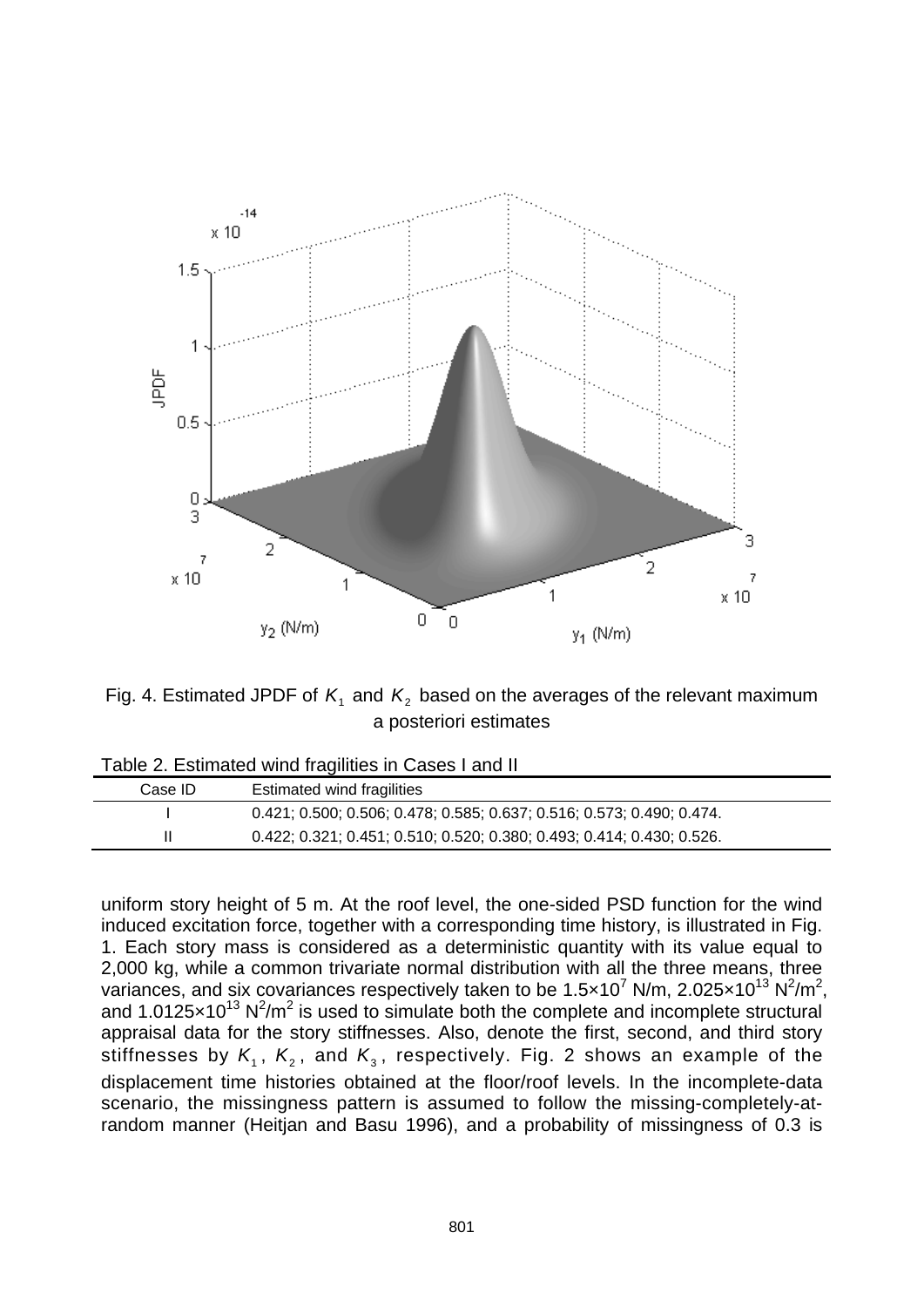Fig. 4. Estimated JPDF of $K_1$ and $K_2$ based on the averages of the relevant maximum a posteriori estimates

Table 2. Estimated wind fragilities in Cases I and II

| Case ID | Estimated wind fragilities |
|---|---|
| I | 0.421; 0.500; 0.506; 0.478; 0.585; 0.637; 0.516; 0.573; 0.490; 0.474. |
| II | 0.422; 0.321; 0.451; 0.510; 0.520; 0.380; 0.493; 0.414; 0.430; 0.526. |

uniform story height of 5 m. At the roof level, the one-sided PSD function for the wind induced excitation force, together with a corresponding time history, is illustrated in Fig. 1. Each story mass is considered as a deterministic quantity with its value equal to 2,000 kg, while a common trivariate normal distribution with all the three means, three variances, and six covariances respectively taken to be $1.5\times10^{7}$ N/m, $2.025\times10^{13}$ N$^2$/m$^2$, and $1.0125\times10^{13}$ N$^2$/m$^2$ is used to simulate both the complete and incomplete structural appraisal data for the story stiffnesses. Also, denote the first, second, and third story stiffnesses by $K_1$, $K_2$, and $K_3$, respectively. Fig. 2 shows an example of the displacement time histories obtained at the floor/roof levels. In the incomplete-data scenario, the missingness pattern is assumed to follow the missing-completely-at-random manner (Heitjan and Basu 1996), and a probability of missingness of 0.3 is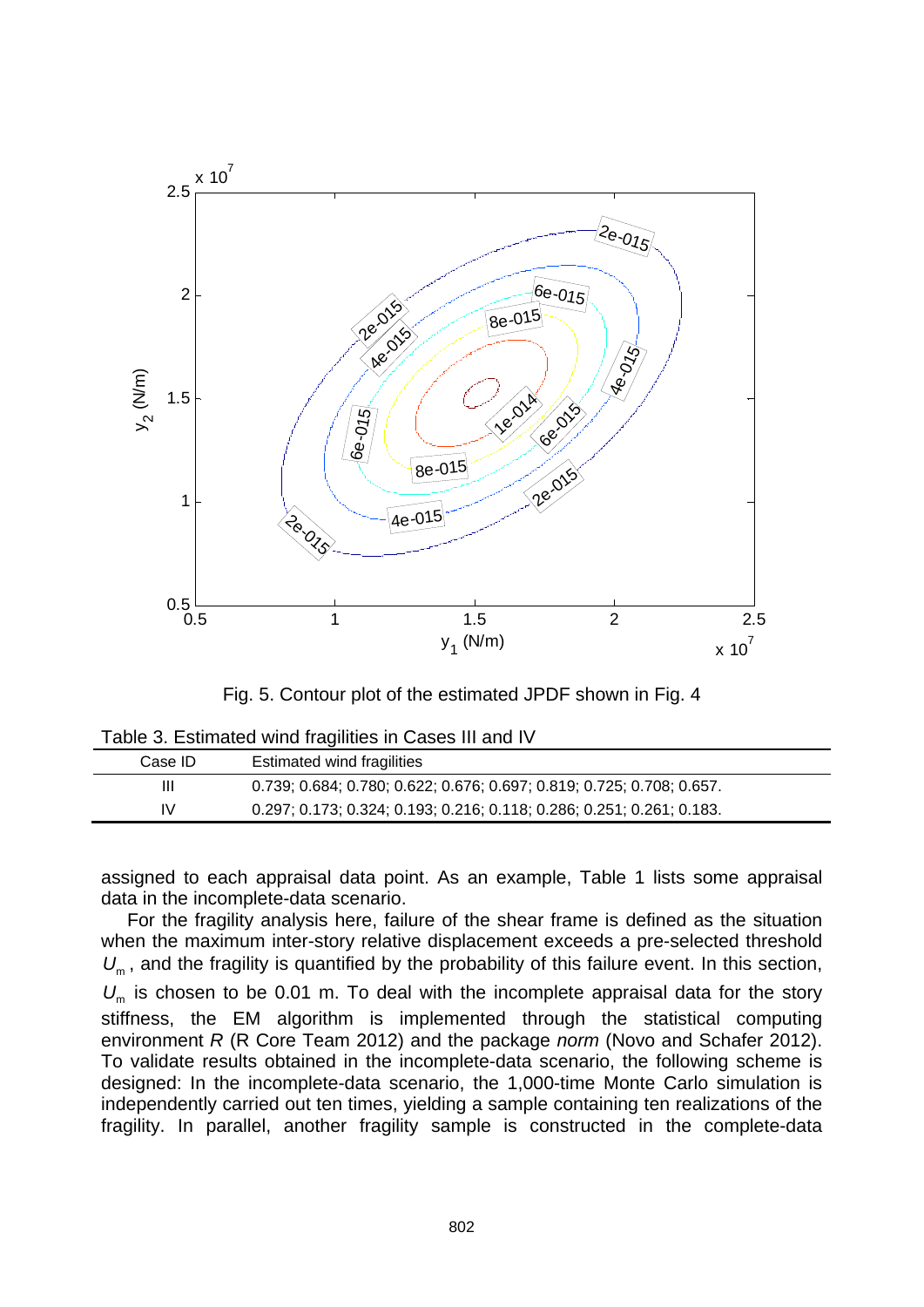Fig. 5. Contour plot of the estimated JPDF shown in Fig. 4

Table 3. Estimated wind fragilities in Cases III and IV

| Case ID | Estimated wind fragilities |
|---|---|
| III | 0.739; 0.684; 0.780; 0.622; 0.676; 0.697; 0.819; 0.725; 0.708; 0.657. |
| IV | 0.297; 0.173; 0.324; 0.193; 0.216; 0.118; 0.286; 0.251; 0.261; 0.183. |

assigned to each appraisal data point. As an example, Table 1 lists some appraisal data in the incomplete-data scenario.

For the fragility analysis here, failure of the shear frame is defined as the situation when the maximum inter-story relative displacement exceeds a pre-selected threshold $U_m$, and the fragility is quantified by the probability of this failure event. In this section, $U_m$ is chosen to be 0.01 m. To deal with the incomplete appraisal data for the story stiffness, the EM algorithm is implemented through the statistical computing environment *R* (R Core Team 2012) and the package *norm* (Novo and Schafer 2012). To validate results obtained in the incomplete-data scenario, the following scheme is designed: In the incomplete-data scenario, the 1,000-time Monte Carlo simulation is independently carried out ten times, yielding a sample containing ten realizations of the fragility. In parallel, another fragility sample is constructed in the complete-data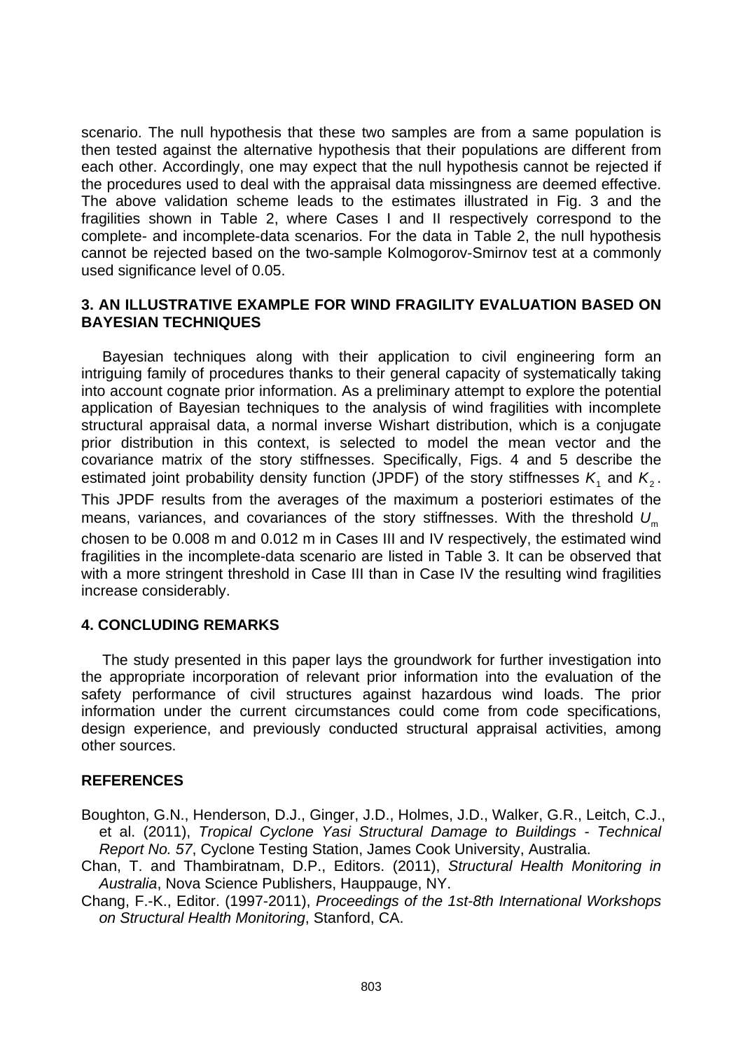scenario. The null hypothesis that these two samples are from a same population is then tested against the alternative hypothesis that their populations are different from each other. Accordingly, one may expect that the null hypothesis cannot be rejected if the procedures used to deal with the appraisal data missingness are deemed effective. The above validation scheme leads to the estimates illustrated in Fig. 3 and the fragilities shown in Table 2, where Cases I and II respectively correspond to the complete- and incomplete-data scenarios. For the data in Table 2, the null hypothesis cannot be rejected based on the two-sample Kolmogorov-Smirnov test at a commonly used significance level of 0.05.

## 3. AN ILLUSTRATIVE EXAMPLE FOR WIND FRAGILITY EVALUATION BASED ON BAYESIAN TECHNIQUES

Bayesian techniques along with their application to civil engineering form an intriguing family of procedures thanks to their general capacity of systematically taking into account cognate prior information. As a preliminary attempt to explore the potential application of Bayesian techniques to the analysis of wind fragilities with incomplete structural appraisal data, a normal inverse Wishart distribution, which is a conjugate prior distribution in this context, is selected to model the mean vector and the covariance matrix of the story stiffnesses. Specifically, Figs. 4 and 5 describe the estimated joint probability density function (JPDF) of the story stiffnesses $K_1$ and $K_2$. This JPDF results from the averages of the maximum a posteriori estimates of the means, variances, and covariances of the story stiffnesses. With the threshold $U_m$ chosen to be 0.008 m and 0.012 m in Cases III and IV respectively, the estimated wind fragilities in the incomplete-data scenario are listed in Table 3. It can be observed that with a more stringent threshold in Case III than in Case IV the resulting wind fragilities increase considerably.

## 4. CONCLUDING REMARKS

The study presented in this paper lays the groundwork for further investigation into the appropriate incorporation of relevant prior information into the evaluation of the safety performance of civil structures against hazardous wind loads. The prior information under the current circumstances could come from code specifications, design experience, and previously conducted structural appraisal activities, among other sources.

## REFERENCES

Boughton, G.N., Henderson, D.J., Ginger, J.D., Holmes, J.D., Walker, G.R., Leitch, C.J., et al. (2011), *Tropical Cyclone Yasi Structural Damage to Buildings - Technical Report No. 57*, Cyclone Testing Station, James Cook University, Australia.

Chan, T. and Thambiratnam, D.P., Editors. (2011), *Structural Health Monitoring in Australia*, Nova Science Publishers, Hauppauge, NY.

Chang, F.-K., Editor. (1997-2011), *Proceedings of the 1st-8th International Workshops on Structural Health Monitoring*, Stanford, CA.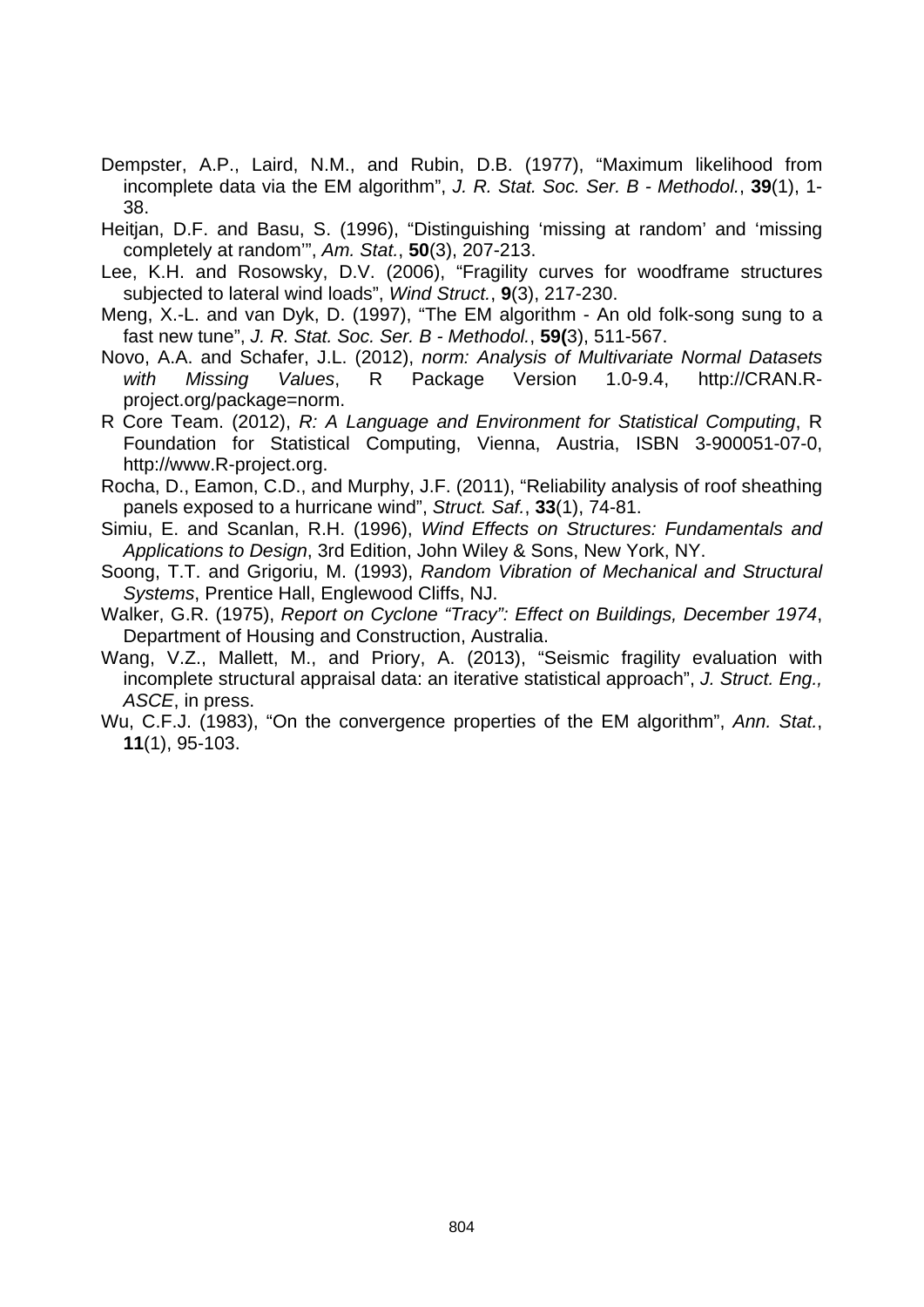Dempster, A.P., Laird, N.M., and Rubin, D.B. (1977), "Maximum likelihood from incomplete data via the EM algorithm", *J. R. Stat. Soc. Ser. B - Methodol.*, **39**(1), 1-38.

Heitjan, D.F. and Basu, S. (1996), "Distinguishing 'missing at random' and 'missing completely at random'", *Am. Stat.*, **50**(3), 207-213.

Lee, K.H. and Rosowsky, D.V. (2006), "Fragility curves for woodframe structures subjected to lateral wind loads", *Wind Struct.*, **9**(3), 217-230.

Meng, X.-L. and van Dyk, D. (1997), "The EM algorithm - An old folk-song sung to a fast new tune", *J. R. Stat. Soc. Ser. B - Methodol.*, **59(**3), 511-567.

Novo, A.A. and Schafer, J.L. (2012), *norm: Analysis of Multivariate Normal Datasets with Missing Values*, R Package Version 1.0-9.4, http://CRAN.R-project.org/package=norm.

R Core Team. (2012), *R: A Language and Environment for Statistical Computing*, R Foundation for Statistical Computing, Vienna, Austria, ISBN 3-900051-07-0, http://www.R-project.org.

Rocha, D., Eamon, C.D., and Murphy, J.F. (2011), "Reliability analysis of roof sheathing panels exposed to a hurricane wind", *Struct. Saf.*, **33**(1), 74-81.

Simiu, E. and Scanlan, R.H. (1996), *Wind Effects on Structures: Fundamentals and Applications to Design*, 3rd Edition, John Wiley & Sons, New York, NY.

Soong, T.T. and Grigoriu, M. (1993), *Random Vibration of Mechanical and Structural Systems*, Prentice Hall, Englewood Cliffs, NJ.

Walker, G.R. (1975), *Report on Cyclone "Tracy": Effect on Buildings, December 1974*, Department of Housing and Construction, Australia.

Wang, V.Z., Mallett, M., and Priory, A. (2013), "Seismic fragility evaluation with incomplete structural appraisal data: an iterative statistical approach", *J. Struct. Eng., ASCE*, in press.

Wu, C.F.J. (1983), "On the convergence properties of the EM algorithm", *Ann. Stat.*, **11**(1), 95-103.